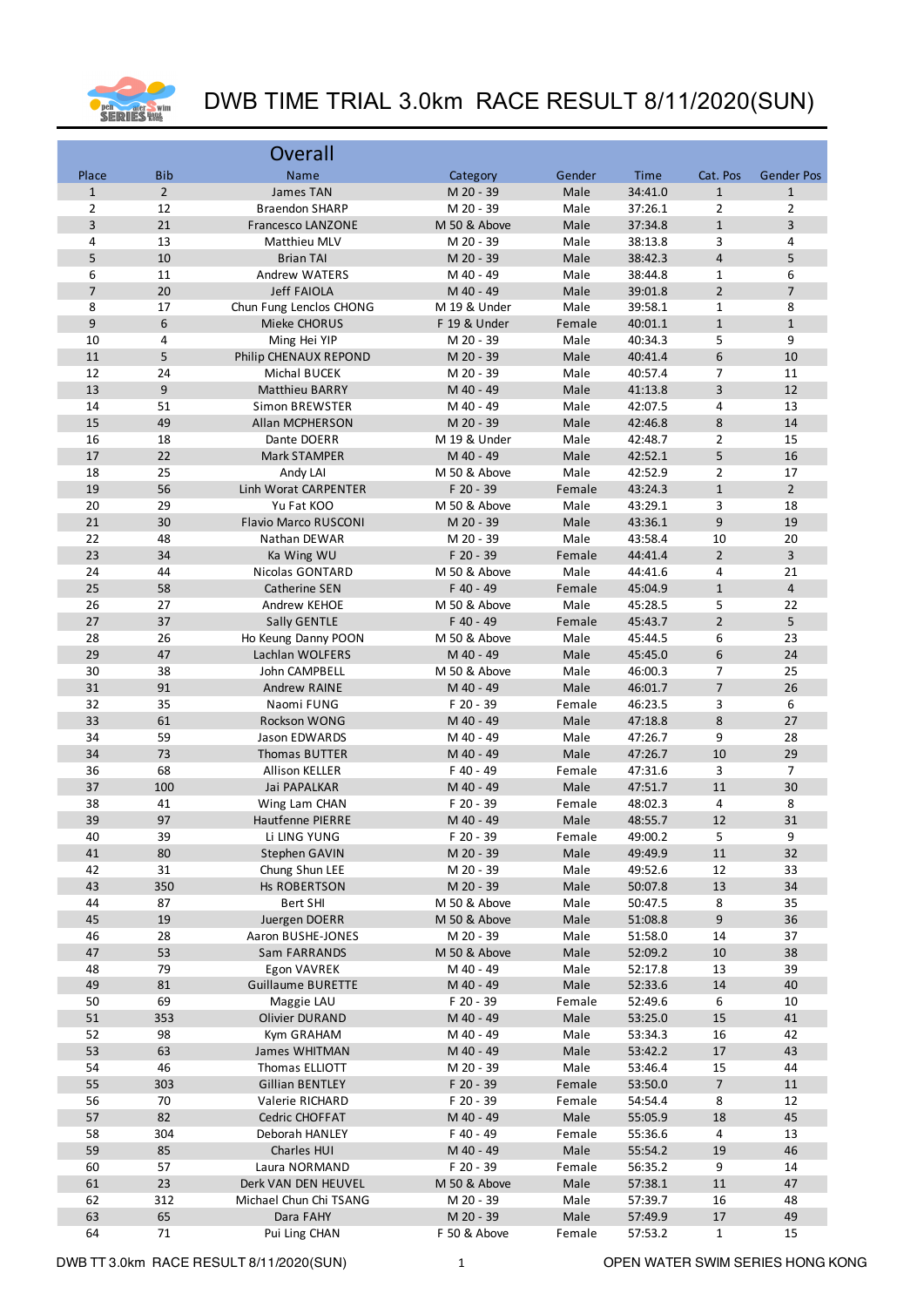# DWB TIME TRIAL 3.0km RACE RESULT 8/11/2020(SUN)

## Overall

| Place | Bib | Name | Category | Gender | Time | Cat. Pos | Gender Pos |
|---|---|---|---|---|---|---|---|
| 1 | 2 | James TAN | M 20 - 39 | Male | 34:41.0 | 1 | 1 |
| 2 | 12 | Braendon SHARP | M 20 - 39 | Male | 37:26.1 | 2 | 2 |
| 3 | 21 | Francesco LANZONE | M 50 & Above | Male | 37:34.8 | 1 | 3 |
| 4 | 13 | Matthieu MLV | M 20 - 39 | Male | 38:13.8 | 3 | 4 |
| 5 | 10 | Brian TAI | M 20 - 39 | Male | 38:42.3 | 4 | 5 |
| 6 | 11 | Andrew WATERS | M 40 - 49 | Male | 38:44.8 | 1 | 6 |
| 7 | 20 | Jeff FAIOLA | M 40 - 49 | Male | 39:01.8 | 2 | 7 |
| 8 | 17 | Chun Fung Lenclos CHONG | M 19 & Under | Male | 39:58.1 | 1 | 8 |
| 9 | 6 | Mieke CHORUS | F 19 & Under | Female | 40:01.1 | 1 | 1 |
| 10 | 4 | Ming Hei YIP | M 20 - 39 | Male | 40:34.3 | 5 | 9 |
| 11 | 5 | Philip CHENAUX REPOND | M 20 - 39 | Male | 40:41.4 | 6 | 10 |
| 12 | 24 | Michal BUCEK | M 20 - 39 | Male | 40:57.4 | 7 | 11 |
| 13 | 9 | Matthieu BARRY | M 40 - 49 | Male | 41:13.8 | 3 | 12 |
| 14 | 51 | Simon BREWSTER | M 40 - 49 | Male | 42:07.5 | 4 | 13 |
| 15 | 49 | Allan MCPHERSON | M 20 - 39 | Male | 42:46.8 | 8 | 14 |
| 16 | 18 | Dante DOERR | M 19 & Under | Male | 42:48.7 | 2 | 15 |
| 17 | 22 | Mark STAMPER | M 40 - 49 | Male | 42:52.1 | 5 | 16 |
| 18 | 25 | Andy LAI | M 50 & Above | Male | 42:52.9 | 2 | 17 |
| 19 | 56 | Linh Worat CARPENTER | F 20 - 39 | Female | 43:24.3 | 1 | 2 |
| 20 | 29 | Yu Fat KOO | M 50 & Above | Male | 43:29.1 | 3 | 18 |
| 21 | 30 | Flavio Marco RUSCONI | M 20 - 39 | Male | 43:36.1 | 9 | 19 |
| 22 | 48 | Nathan DEWAR | M 20 - 39 | Male | 43:58.4 | 10 | 20 |
| 23 | 34 | Ka Wing WU | F 20 - 39 | Female | 44:41.4 | 2 | 3 |
| 24 | 44 | Nicolas GONTARD | M 50 & Above | Male | 44:41.6 | 4 | 21 |
| 25 | 58 | Catherine SEN | F 40 - 49 | Female | 45:04.9 | 1 | 4 |
| 26 | 27 | Andrew KEHOE | M 50 & Above | Male | 45:28.5 | 5 | 22 |
| 27 | 37 | Sally GENTLE | F 40 - 49 | Female | 45:43.7 | 2 | 5 |
| 28 | 26 | Ho Keung Danny POON | M 50 & Above | Male | 45:44.5 | 6 | 23 |
| 29 | 47 | Lachlan WOLFERS | M 40 - 49 | Male | 45:45.0 | 6 | 24 |
| 30 | 38 | John CAMPBELL | M 50 & Above | Male | 46:00.3 | 7 | 25 |
| 31 | 91 | Andrew RAINE | M 40 - 49 | Male | 46:01.7 | 7 | 26 |
| 32 | 35 | Naomi FUNG | F 20 - 39 | Female | 46:23.5 | 3 | 6 |
| 33 | 61 | Rockson WONG | M 40 - 49 | Male | 47:18.8 | 8 | 27 |
| 34 | 59 | Jason EDWARDS | M 40 - 49 | Male | 47:26.7 | 9 | 28 |
| 34 | 73 | Thomas BUTTER | M 40 - 49 | Male | 47:26.7 | 10 | 29 |
| 36 | 68 | Allison KELLER | F 40 - 49 | Female | 47:31.6 | 3 | 7 |
| 37 | 100 | Jai PAPALKAR | M 40 - 49 | Male | 47:51.7 | 11 | 30 |
| 38 | 41 | Wing Lam CHAN | F 20 - 39 | Female | 48:02.3 | 4 | 8 |
| 39 | 97 | Hautfenne PIERRE | M 40 - 49 | Male | 48:55.7 | 12 | 31 |
| 40 | 39 | Li LING YUNG | F 20 - 39 | Female | 49:00.2 | 5 | 9 |
| 41 | 80 | Stephen GAVIN | M 20 - 39 | Male | 49:49.9 | 11 | 32 |
| 42 | 31 | Chung Shun LEE | M 20 - 39 | Male | 49:52.6 | 12 | 33 |
| 43 | 350 | Hs ROBERTSON | M 20 - 39 | Male | 50:07.8 | 13 | 34 |
| 44 | 87 | Bert SHI | M 50 & Above | Male | 50:47.5 | 8 | 35 |
| 45 | 19 | Juergen DOERR | M 50 & Above | Male | 51:08.8 | 9 | 36 |
| 46 | 28 | Aaron BUSHE-JONES | M 20 - 39 | Male | 51:58.0 | 14 | 37 |
| 47 | 53 | Sam FARRANDS | M 50 & Above | Male | 52:09.2 | 10 | 38 |
| 48 | 79 | Egon VAVREK | M 40 - 49 | Male | 52:17.8 | 13 | 39 |
| 49 | 81 | Guillaume BURETTE | M 40 - 49 | Male | 52:33.6 | 14 | 40 |
| 50 | 69 | Maggie LAU | F 20 - 39 | Female | 52:49.6 | 6 | 10 |
| 51 | 353 | Olivier DURAND | M 40 - 49 | Male | 53:25.0 | 15 | 41 |
| 52 | 98 | Kym GRAHAM | M 40 - 49 | Male | 53:34.3 | 16 | 42 |
| 53 | 63 | James WHITMAN | M 40 - 49 | Male | 53:42.2 | 17 | 43 |
| 54 | 46 | Thomas ELLIOTT | M 20 - 39 | Male | 53:46.4 | 15 | 44 |
| 55 | 303 | Gillian BENTLEY | F 20 - 39 | Female | 53:50.0 | 7 | 11 |
| 56 | 70 | Valerie RICHARD | F 20 - 39 | Female | 54:54.4 | 8 | 12 |
| 57 | 82 | Cedric CHOFFAT | M 40 - 49 | Male | 55:05.9 | 18 | 45 |
| 58 | 304 | Deborah HANLEY | F 40 - 49 | Female | 55:36.6 | 4 | 13 |
| 59 | 85 | Charles HUI | M 40 - 49 | Male | 55:54.2 | 19 | 46 |
| 60 | 57 | Laura NORMAND | F 20 - 39 | Female | 56:35.2 | 9 | 14 |
| 61 | 23 | Derk VAN DEN HEUVEL | M 50 & Above | Male | 57:38.1 | 11 | 47 |
| 62 | 312 | Michael Chun Chi TSANG | M 20 - 39 | Male | 57:39.7 | 16 | 48 |
| 63 | 65 | Dara FAHY | M 20 - 39 | Male | 57:49.9 | 17 | 49 |
| 64 | 71 | Pui Ling CHAN | F 50 & Above | Female | 57:53.2 | 1 | 15 |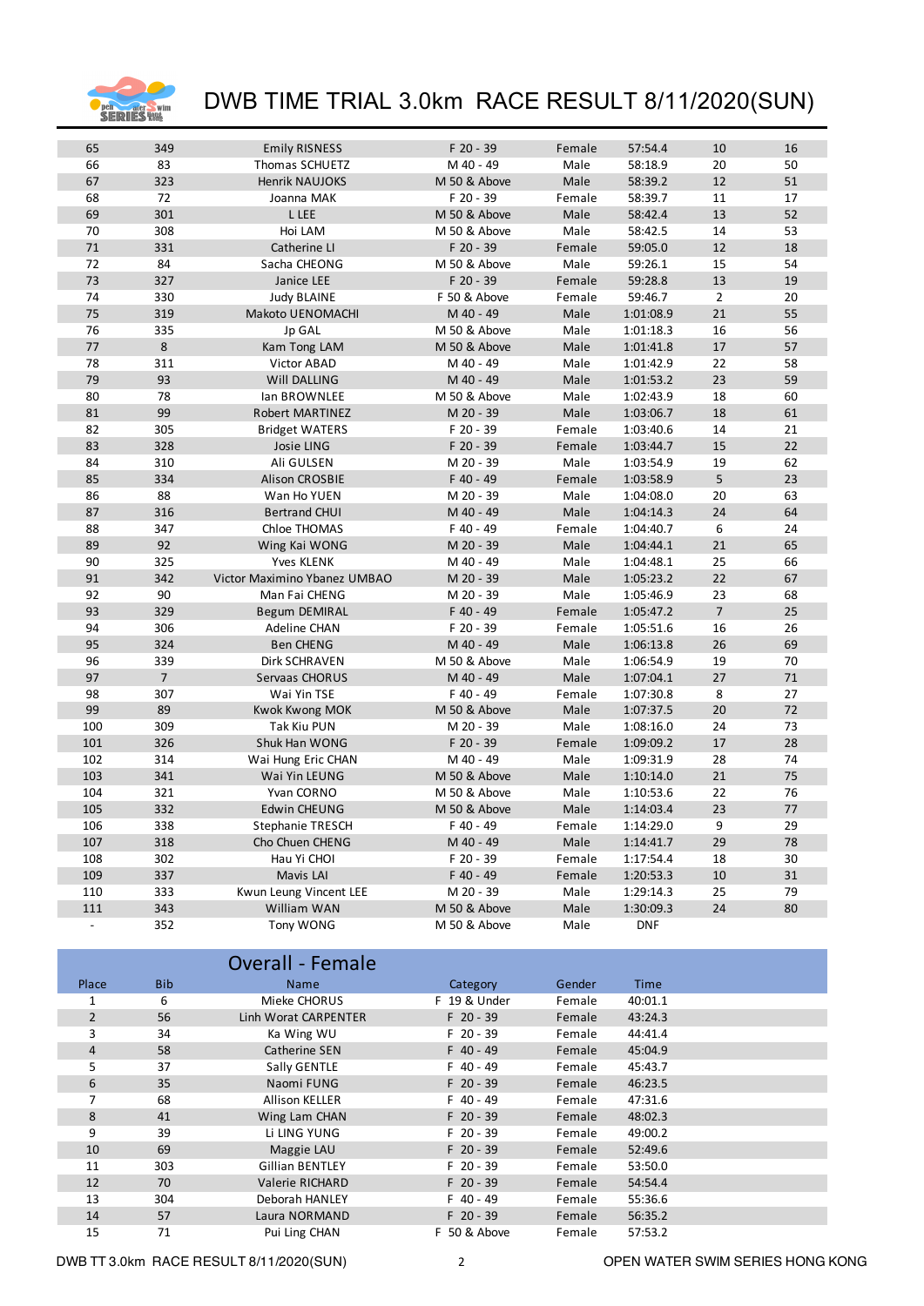# DWB TIME TRIAL 3.0km RACE RESULT 8/11/2020(SUN)

| Place | Bib | Name | Category | Gender | Time | | |
|---|---|---|---|---|---|---|---|
| 65 | 349 | Emily RISNESS | F 20 - 39 | Female | 57:54.4 | 10 | 16 |
| 66 | 83 | Thomas SCHUETZ | M 40 - 49 | Male | 58:18.9 | 20 | 50 |
| 67 | 323 | Henrik NAUJOKS | M 50 & Above | Male | 58:39.2 | 12 | 51 |
| 68 | 72 | Joanna MAK | F 20 - 39 | Female | 58:39.7 | 11 | 17 |
| 69 | 301 | L LEE | M 50 & Above | Male | 58:42.4 | 13 | 52 |
| 70 | 308 | Hoi LAM | M 50 & Above | Male | 58:42.5 | 14 | 53 |
| 71 | 331 | Catherine LI | F 20 - 39 | Female | 59:05.0 | 12 | 18 |
| 72 | 84 | Sacha CHEONG | M 50 & Above | Male | 59:26.1 | 15 | 54 |
| 73 | 327 | Janice LEE | F 20 - 39 | Female | 59:28.8 | 13 | 19 |
| 74 | 330 | Judy BLAINE | F 50 & Above | Female | 59:46.7 | 2 | 20 |
| 75 | 319 | Makoto UENOMACHI | M 40 - 49 | Male | 1:01:08.9 | 21 | 55 |
| 76 | 335 | Jp GAL | M 50 & Above | Male | 1:01:18.3 | 16 | 56 |
| 77 | 8 | Kam Tong LAM | M 50 & Above | Male | 1:01:41.8 | 17 | 57 |
| 78 | 311 | Victor ABAD | M 40 - 49 | Male | 1:01:42.9 | 22 | 58 |
| 79 | 93 | Will DALLING | M 40 - 49 | Male | 1:01:53.2 | 23 | 59 |
| 80 | 78 | Ian BROWNLEE | M 50 & Above | Male | 1:02:43.9 | 18 | 60 |
| 81 | 99 | Robert MARTINEZ | M 20 - 39 | Male | 1:03:06.7 | 18 | 61 |
| 82 | 305 | Bridget WATERS | F 20 - 39 | Female | 1:03:40.6 | 14 | 21 |
| 83 | 328 | Josie LING | F 20 - 39 | Female | 1:03:44.7 | 15 | 22 |
| 84 | 310 | Ali GULSEN | M 20 - 39 | Male | 1:03:54.9 | 19 | 62 |
| 85 | 334 | Alison CROSBIE | F 40 - 49 | Female | 1:03:58.9 | 5 | 23 |
| 86 | 88 | Wan Ho YUEN | M 20 - 39 | Male | 1:04:08.0 | 20 | 63 |
| 87 | 316 | Bertrand CHUI | M 40 - 49 | Male | 1:04:14.3 | 24 | 64 |
| 88 | 347 | Chloe THOMAS | F 40 - 49 | Female | 1:04:40.7 | 6 | 24 |
| 89 | 92 | Wing Kai WONG | M 20 - 39 | Male | 1:04:44.1 | 21 | 65 |
| 90 | 325 | Yves KLENK | M 40 - 49 | Male | 1:04:48.1 | 25 | 66 |
| 91 | 342 | Victor Maximino Ybanez UMBAO | M 20 - 39 | Male | 1:05:23.2 | 22 | 67 |
| 92 | 90 | Man Fai CHENG | M 20 - 39 | Male | 1:05:46.9 | 23 | 68 |
| 93 | 329 | Begum DEMIRAL | F 40 - 49 | Female | 1:05:47.2 | 7 | 25 |
| 94 | 306 | Adeline CHAN | F 20 - 39 | Female | 1:05:51.6 | 16 | 26 |
| 95 | 324 | Ben CHENG | M 40 - 49 | Male | 1:06:13.8 | 26 | 69 |
| 96 | 339 | Dirk SCHRAVEN | M 50 & Above | Male | 1:06:54.9 | 19 | 70 |
| 97 | 7 | Servaas CHORUS | M 40 - 49 | Male | 1:07:04.1 | 27 | 71 |
| 98 | 307 | Wai Yin TSE | F 40 - 49 | Female | 1:07:30.8 | 8 | 27 |
| 99 | 89 | Kwok Kwong MOK | M 50 & Above | Male | 1:07:37.5 | 20 | 72 |
| 100 | 309 | Tak Kiu PUN | M 20 - 39 | Male | 1:08:16.0 | 24 | 73 |
| 101 | 326 | Shuk Han WONG | F 20 - 39 | Female | 1:09:09.2 | 17 | 28 |
| 102 | 314 | Wai Hung Eric CHAN | M 40 - 49 | Male | 1:09:31.9 | 28 | 74 |
| 103 | 341 | Wai Yin LEUNG | M 50 & Above | Male | 1:10:14.0 | 21 | 75 |
| 104 | 321 | Yvan CORNO | M 50 & Above | Male | 1:10:53.6 | 22 | 76 |
| 105 | 332 | Edwin CHEUNG | M 50 & Above | Male | 1:14:03.4 | 23 | 77 |
| 106 | 338 | Stephanie TRESCH | F 40 - 49 | Female | 1:14:29.0 | 9 | 29 |
| 107 | 318 | Cho Chuen CHENG | M 40 - 49 | Male | 1:14:41.7 | 29 | 78 |
| 108 | 302 | Hau Yi CHOI | F 20 - 39 | Female | 1:17:54.4 | 18 | 30 |
| 109 | 337 | Mavis LAI | F 40 - 49 | Female | 1:20:53.3 | 10 | 31 |
| 110 | 333 | Kwun Leung Vincent LEE | M 20 - 39 | Male | 1:29:14.3 | 25 | 79 |
| 111 | 343 | William WAN | M 50 & Above | Male | 1:30:09.3 | 24 | 80 |
| - | 352 | Tony WONG | M 50 & Above | Male | DNF | | |

## Overall - Female

| Place | Bib | Name | Category | Gender | Time |
|---|---|---|---|---|---|
| 1 | 6 | Mieke CHORUS | F 19 & Under | Female | 40:01.1 |
| 2 | 56 | Linh Worat CARPENTER | F 20 - 39 | Female | 43:24.3 |
| 3 | 34 | Ka Wing WU | F 20 - 39 | Female | 44:41.4 |
| 4 | 58 | Catherine SEN | F 40 - 49 | Female | 45:04.9 |
| 5 | 37 | Sally GENTLE | F 40 - 49 | Female | 45:43.7 |
| 6 | 35 | Naomi FUNG | F 20 - 39 | Female | 46:23.5 |
| 7 | 68 | Allison KELLER | F 40 - 49 | Female | 47:31.6 |
| 8 | 41 | Wing Lam CHAN | F 20 - 39 | Female | 48:02.3 |
| 9 | 39 | Li LING YUNG | F 20 - 39 | Female | 49:00.2 |
| 10 | 69 | Maggie LAU | F 20 - 39 | Female | 52:49.6 |
| 11 | 303 | Gillian BENTLEY | F 20 - 39 | Female | 53:50.0 |
| 12 | 70 | Valerie RICHARD | F 20 - 39 | Female | 54:54.4 |
| 13 | 304 | Deborah HANLEY | F 40 - 49 | Female | 55:36.6 |
| 14 | 57 | Laura NORMAND | F 20 - 39 | Female | 56:35.2 |
| 15 | 71 | Pui Ling CHAN | F 50 & Above | Female | 57:53.2 |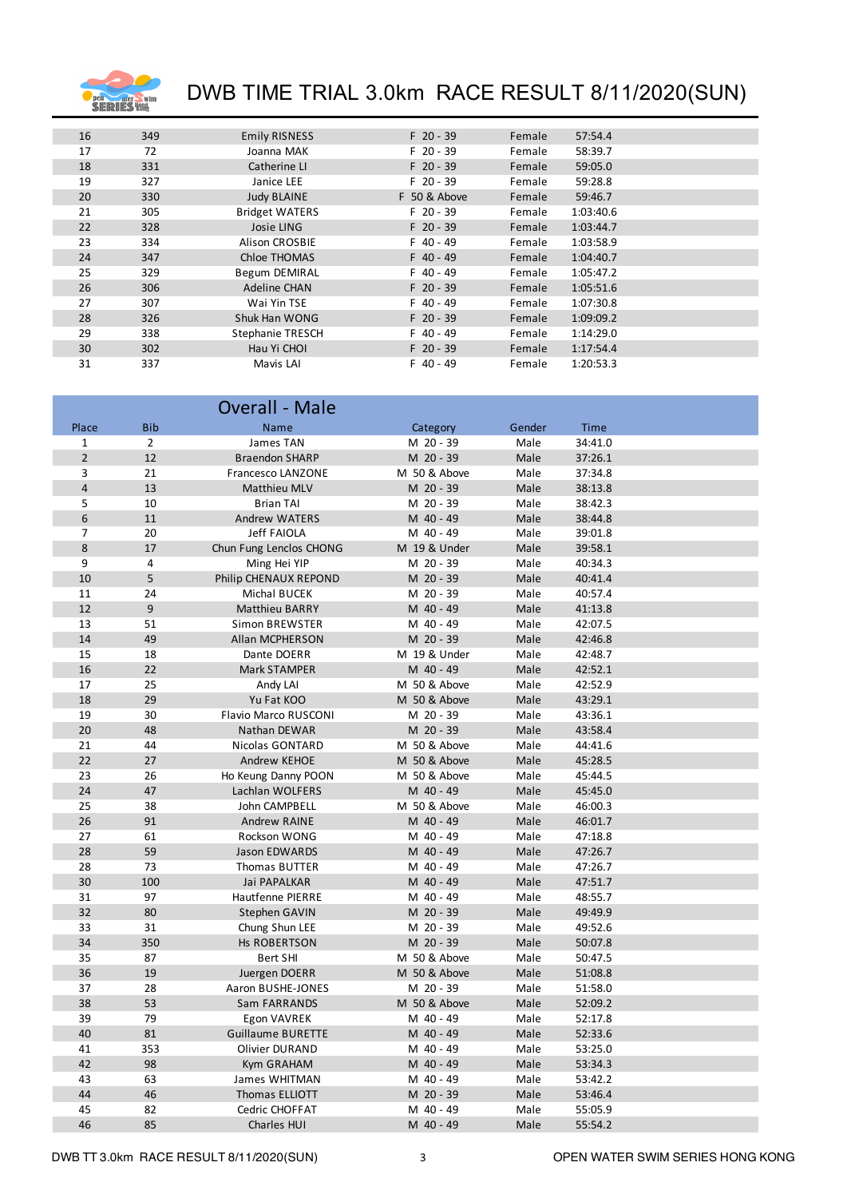# DWB TIME TRIAL 3.0km RACE RESULT 8/11/2020(SUN)

| | | | | | |
|---|---|---|---|---|---|
| 16 | 349 | Emily RISNESS | F 20 - 39 | Female | 57:54.4 |
| 17 | 72 | Joanna MAK | F 20 - 39 | Female | 58:39.7 |
| 18 | 331 | Catherine LI | F 20 - 39 | Female | 59:05.0 |
| 19 | 327 | Janice LEE | F 20 - 39 | Female | 59:28.8 |
| 20 | 330 | Judy BLAINE | F 50 & Above | Female | 59:46.7 |
| 21 | 305 | Bridget WATERS | F 20 - 39 | Female | 1:03:40.6 |
| 22 | 328 | Josie LING | F 20 - 39 | Female | 1:03:44.7 |
| 23 | 334 | Alison CROSBIE | F 40 - 49 | Female | 1:03:58.9 |
| 24 | 347 | Chloe THOMAS | F 40 - 49 | Female | 1:04:40.7 |
| 25 | 329 | Begum DEMIRAL | F 40 - 49 | Female | 1:05:47.2 |
| 26 | 306 | Adeline CHAN | F 20 - 39 | Female | 1:05:51.6 |
| 27 | 307 | Wai Yin TSE | F 40 - 49 | Female | 1:07:30.8 |
| 28 | 326 | Shuk Han WONG | F 20 - 39 | Female | 1:09:09.2 |
| 29 | 338 | Stephanie TRESCH | F 40 - 49 | Female | 1:14:29.0 |
| 30 | 302 | Hau Yi CHOI | F 20 - 39 | Female | 1:17:54.4 |
| 31 | 337 | Mavis LAI | F 40 - 49 | Female | 1:20:53.3 |

## Overall - Male

| Place | Bib | Name | Category | Gender | Time |
|---|---|---|---|---|---|
| 1 | 2 | James TAN | M 20 - 39 | Male | 34:41.0 |
| 2 | 12 | Braendon SHARP | M 20 - 39 | Male | 37:26.1 |
| 3 | 21 | Francesco LANZONE | M 50 & Above | Male | 37:34.8 |
| 4 | 13 | Matthieu MLV | M 20 - 39 | Male | 38:13.8 |
| 5 | 10 | Brian TAI | M 20 - 39 | Male | 38:42.3 |
| 6 | 11 | Andrew WATERS | M 40 - 49 | Male | 38:44.8 |
| 7 | 20 | Jeff FAIOLA | M 40 - 49 | Male | 39:01.8 |
| 8 | 17 | Chun Fung Lenclos CHONG | M 19 & Under | Male | 39:58.1 |
| 9 | 4 | Ming Hei YIP | M 20 - 39 | Male | 40:34.3 |
| 10 | 5 | Philip CHENAUX REPOND | M 20 - 39 | Male | 40:41.4 |
| 11 | 24 | Michal BUCEK | M 20 - 39 | Male | 40:57.4 |
| 12 | 9 | Matthieu BARRY | M 40 - 49 | Male | 41:13.8 |
| 13 | 51 | Simon BREWSTER | M 40 - 49 | Male | 42:07.5 |
| 14 | 49 | Allan MCPHERSON | M 20 - 39 | Male | 42:46.8 |
| 15 | 18 | Dante DOERR | M 19 & Under | Male | 42:48.7 |
| 16 | 22 | Mark STAMPER | M 40 - 49 | Male | 42:52.1 |
| 17 | 25 | Andy LAI | M 50 & Above | Male | 42:52.9 |
| 18 | 29 | Yu Fat KOO | M 50 & Above | Male | 43:29.1 |
| 19 | 30 | Flavio Marco RUSCONI | M 20 - 39 | Male | 43:36.1 |
| 20 | 48 | Nathan DEWAR | M 20 - 39 | Male | 43:58.4 |
| 21 | 44 | Nicolas GONTARD | M 50 & Above | Male | 44:41.6 |
| 22 | 27 | Andrew KEHOE | M 50 & Above | Male | 45:28.5 |
| 23 | 26 | Ho Keung Danny POON | M 50 & Above | Male | 45:44.5 |
| 24 | 47 | Lachlan WOLFERS | M 40 - 49 | Male | 45:45.0 |
| 25 | 38 | John CAMPBELL | M 50 & Above | Male | 46:00.3 |
| 26 | 91 | Andrew RAINE | M 40 - 49 | Male | 46:01.7 |
| 27 | 61 | Rockson WONG | M 40 - 49 | Male | 47:18.8 |
| 28 | 59 | Jason EDWARDS | M 40 - 49 | Male | 47:26.7 |
| 28 | 73 | Thomas BUTTER | M 40 - 49 | Male | 47:26.7 |
| 30 | 100 | Jai PAPALKAR | M 40 - 49 | Male | 47:51.7 |
| 31 | 97 | Hautfenne PIERRE | M 40 - 49 | Male | 48:55.7 |
| 32 | 80 | Stephen GAVIN | M 20 - 39 | Male | 49:49.9 |
| 33 | 31 | Chung Shun LEE | M 20 - 39 | Male | 49:52.6 |
| 34 | 350 | Hs ROBERTSON | M 20 - 39 | Male | 50:07.8 |
| 35 | 87 | Bert SHI | M 50 & Above | Male | 50:47.5 |
| 36 | 19 | Juergen DOERR | M 50 & Above | Male | 51:08.8 |
| 37 | 28 | Aaron BUSHE-JONES | M 20 - 39 | Male | 51:58.0 |
| 38 | 53 | Sam FARRANDS | M 50 & Above | Male | 52:09.2 |
| 39 | 79 | Egon VAVREK | M 40 - 49 | Male | 52:17.8 |
| 40 | 81 | Guillaume BURETTE | M 40 - 49 | Male | 52:33.6 |
| 41 | 353 | Olivier DURAND | M 40 - 49 | Male | 53:25.0 |
| 42 | 98 | Kym GRAHAM | M 40 - 49 | Male | 53:34.3 |
| 43 | 63 | James WHITMAN | M 40 - 49 | Male | 53:42.2 |
| 44 | 46 | Thomas ELLIOTT | M 20 - 39 | Male | 53:46.4 |
| 45 | 82 | Cedric CHOFFAT | M 40 - 49 | Male | 55:05.9 |
| 46 | 85 | Charles HUI | M 40 - 49 | Male | 55:54.2 |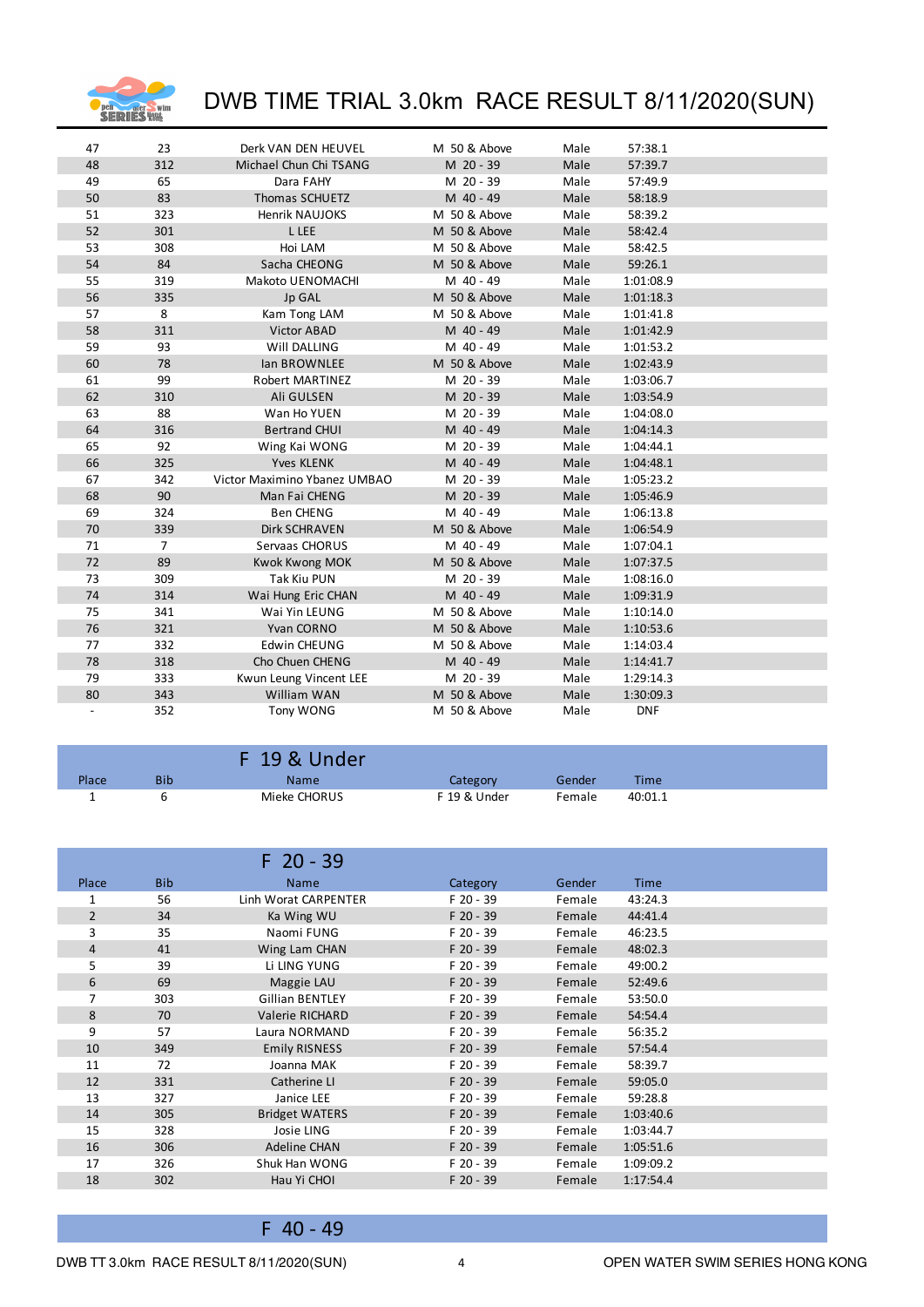# DWB TIME TRIAL 3.0km RACE RESULT 8/11/2020(SUN)

| Place | Bib | Name | Category | Gender | Time |
|---|---|---|---|---|---|
| 47 | 23 | Derk VAN DEN HEUVEL | M 50 & Above | Male | 57:38.1 |
| 48 | 312 | Michael Chun Chi TSANG | M 20 - 39 | Male | 57:39.7 |
| 49 | 65 | Dara FAHY | M 20 - 39 | Male | 57:49.9 |
| 50 | 83 | Thomas SCHUETZ | M 40 - 49 | Male | 58:18.9 |
| 51 | 323 | Henrik NAUJOKS | M 50 & Above | Male | 58:39.2 |
| 52 | 301 | L LEE | M 50 & Above | Male | 58:42.4 |
| 53 | 308 | Hoi LAM | M 50 & Above | Male | 58:42.5 |
| 54 | 84 | Sacha CHEONG | M 50 & Above | Male | 59:26.1 |
| 55 | 319 | Makoto UENOMACHI | M 40 - 49 | Male | 1:01:08.9 |
| 56 | 335 | Jp GAL | M 50 & Above | Male | 1:01:18.3 |
| 57 | 8 | Kam Tong LAM | M 50 & Above | Male | 1:01:41.8 |
| 58 | 311 | Victor ABAD | M 40 - 49 | Male | 1:01:42.9 |
| 59 | 93 | Will DALLING | M 40 - 49 | Male | 1:01:53.2 |
| 60 | 78 | Ian BROWNLEE | M 50 & Above | Male | 1:02:43.9 |
| 61 | 99 | Robert MARTINEZ | M 20 - 39 | Male | 1:03:06.7 |
| 62 | 310 | Ali GULSEN | M 20 - 39 | Male | 1:03:54.9 |
| 63 | 88 | Wan Ho YUEN | M 20 - 39 | Male | 1:04:08.0 |
| 64 | 316 | Bertrand CHUI | M 40 - 49 | Male | 1:04:14.3 |
| 65 | 92 | Wing Kai WONG | M 20 - 39 | Male | 1:04:44.1 |
| 66 | 325 | Yves KLENK | M 40 - 49 | Male | 1:04:48.1 |
| 67 | 342 | Victor Maximino Ybanez UMBAO | M 20 - 39 | Male | 1:05:23.2 |
| 68 | 90 | Man Fai CHENG | M 20 - 39 | Male | 1:05:46.9 |
| 69 | 324 | Ben CHENG | M 40 - 49 | Male | 1:06:13.8 |
| 70 | 339 | Dirk SCHRAVEN | M 50 & Above | Male | 1:06:54.9 |
| 71 | 7 | Servaas CHORUS | M 40 - 49 | Male | 1:07:04.1 |
| 72 | 89 | Kwok Kwong MOK | M 50 & Above | Male | 1:07:37.5 |
| 73 | 309 | Tak Kiu PUN | M 20 - 39 | Male | 1:08:16.0 |
| 74 | 314 | Wai Hung Eric CHAN | M 40 - 49 | Male | 1:09:31.9 |
| 75 | 341 | Wai Yin LEUNG | M 50 & Above | Male | 1:10:14.0 |
| 76 | 321 | Yvan CORNO | M 50 & Above | Male | 1:10:53.6 |
| 77 | 332 | Edwin CHEUNG | M 50 & Above | Male | 1:14:03.4 |
| 78 | 318 | Cho Chuen CHENG | M 40 - 49 | Male | 1:14:41.7 |
| 79 | 333 | Kwun Leung Vincent LEE | M 20 - 39 | Male | 1:29:14.3 |
| 80 | 343 | William WAN | M 50 & Above | Male | 1:30:09.3 |
| - | 352 | Tony WONG | M 50 & Above | Male | DNF |

## F 19 & Under

| Place | Bib | Name | Category | Gender | Time |
|---|---|---|---|---|---|
| 1 | 6 | Mieke CHORUS | F 19 & Under | Female | 40:01.1 |

## F 20 - 39

| Place | Bib | Name | Category | Gender | Time |
|---|---|---|---|---|---|
| 1 | 56 | Linh Worat CARPENTER | F 20 - 39 | Female | 43:24.3 |
| 2 | 34 | Ka Wing WU | F 20 - 39 | Female | 44:41.4 |
| 3 | 35 | Naomi FUNG | F 20 - 39 | Female | 46:23.5 |
| 4 | 41 | Wing Lam CHAN | F 20 - 39 | Female | 48:02.3 |
| 5 | 39 | Li LING YUNG | F 20 - 39 | Female | 49:00.2 |
| 6 | 69 | Maggie LAU | F 20 - 39 | Female | 52:49.6 |
| 7 | 303 | Gillian BENTLEY | F 20 - 39 | Female | 53:50.0 |
| 8 | 70 | Valerie RICHARD | F 20 - 39 | Female | 54:54.4 |
| 9 | 57 | Laura NORMAND | F 20 - 39 | Female | 56:35.2 |
| 10 | 349 | Emily RISNESS | F 20 - 39 | Female | 57:54.4 |
| 11 | 72 | Joanna MAK | F 20 - 39 | Female | 58:39.7 |
| 12 | 331 | Catherine LI | F 20 - 39 | Female | 59:05.0 |
| 13 | 327 | Janice LEE | F 20 - 39 | Female | 59:28.8 |
| 14 | 305 | Bridget WATERS | F 20 - 39 | Female | 1:03:40.6 |
| 15 | 328 | Josie LING | F 20 - 39 | Female | 1:03:44.7 |
| 16 | 306 | Adeline CHAN | F 20 - 39 | Female | 1:05:51.6 |
| 17 | 326 | Shuk Han WONG | F 20 - 39 | Female | 1:09:09.2 |
| 18 | 302 | Hau Yi CHOI | F 20 - 39 | Female | 1:17:54.4 |

## F 40 - 49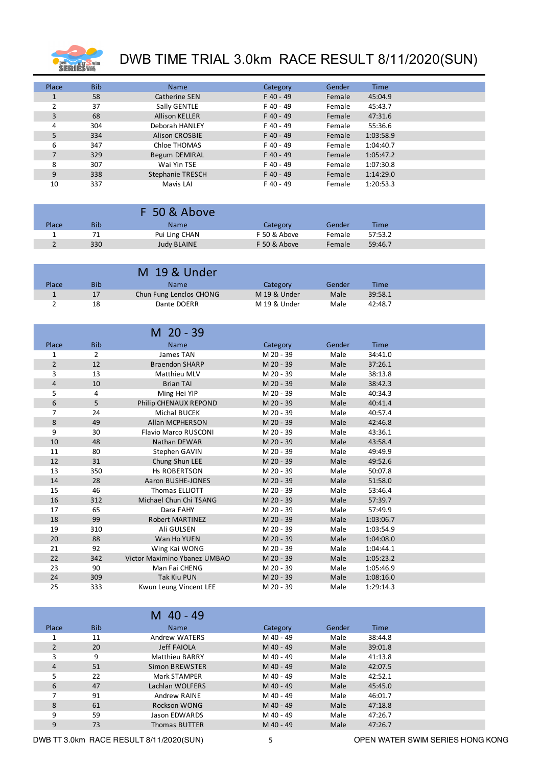# DWB TIME TRIAL 3.0km RACE RESULT 8/11/2020(SUN)

| Place | Bib | Name | Category | Gender | Time |
|---|---|---|---|---|---|
| 1 | 58 | Catherine SEN | F 40 - 49 | Female | 45:04.9 |
| 2 | 37 | Sally GENTLE | F 40 - 49 | Female | 45:43.7 |
| 3 | 68 | Allison KELLER | F 40 - 49 | Female | 47:31.6 |
| 4 | 304 | Deborah HANLEY | F 40 - 49 | Female | 55:36.6 |
| 5 | 334 | Alison CROSBIE | F 40 - 49 | Female | 1:03:58.9 |
| 6 | 347 | Chloe THOMAS | F 40 - 49 | Female | 1:04:40.7 |
| 7 | 329 | Begum DEMIRAL | F 40 - 49 | Female | 1:05:47.2 |
| 8 | 307 | Wai Yin TSE | F 40 - 49 | Female | 1:07:30.8 |
| 9 | 338 | Stephanie TRESCH | F 40 - 49 | Female | 1:14:29.0 |
| 10 | 337 | Mavis LAI | F 40 - 49 | Female | 1:20:53.3 |

## F 50 & Above

| Place | Bib | Name | Category | Gender | Time |
|---|---|---|---|---|---|
| 1 | 71 | Pui Ling CHAN | F 50 & Above | Female | 57:53.2 |
| 2 | 330 | Judy BLAINE | F 50 & Above | Female | 59:46.7 |

## M 19 & Under

| Place | Bib | Name | Category | Gender | Time |
|---|---|---|---|---|---|
| 1 | 17 | Chun Fung Lenclos CHONG | M 19 & Under | Male | 39:58.1 |
| 2 | 18 | Dante DOERR | M 19 & Under | Male | 42:48.7 |

## M 20 - 39

| Place | Bib | Name | Category | Gender | Time |
|---|---|---|---|---|---|
| 1 | 2 | James TAN | M 20 - 39 | Male | 34:41.0 |
| 2 | 12 | Braendon SHARP | M 20 - 39 | Male | 37:26.1 |
| 3 | 13 | Matthieu MLV | M 20 - 39 | Male | 38:13.8 |
| 4 | 10 | Brian TAI | M 20 - 39 | Male | 38:42.3 |
| 5 | 4 | Ming Hei YIP | M 20 - 39 | Male | 40:34.3 |
| 6 | 5 | Philip CHENAUX REPOND | M 20 - 39 | Male | 40:41.4 |
| 7 | 24 | Michal BUCEK | M 20 - 39 | Male | 40:57.4 |
| 8 | 49 | Allan MCPHERSON | M 20 - 39 | Male | 42:46.8 |
| 9 | 30 | Flavio Marco RUSCONI | M 20 - 39 | Male | 43:36.1 |
| 10 | 48 | Nathan DEWAR | M 20 - 39 | Male | 43:58.4 |
| 11 | 80 | Stephen GAVIN | M 20 - 39 | Male | 49:49.9 |
| 12 | 31 | Chung Shun LEE | M 20 - 39 | Male | 49:52.6 |
| 13 | 350 | Hs ROBERTSON | M 20 - 39 | Male | 50:07.8 |
| 14 | 28 | Aaron BUSHE-JONES | M 20 - 39 | Male | 51:58.0 |
| 15 | 46 | Thomas ELLIOTT | M 20 - 39 | Male | 53:46.4 |
| 16 | 312 | Michael Chun Chi TSANG | M 20 - 39 | Male | 57:39.7 |
| 17 | 65 | Dara FAHY | M 20 - 39 | Male | 57:49.9 |
| 18 | 99 | Robert MARTINEZ | M 20 - 39 | Male | 1:03:06.7 |
| 19 | 310 | Ali GULSEN | M 20 - 39 | Male | 1:03:54.9 |
| 20 | 88 | Wan Ho YUEN | M 20 - 39 | Male | 1:04:08.0 |
| 21 | 92 | Wing Kai WONG | M 20 - 39 | Male | 1:04:44.1 |
| 22 | 342 | Victor Maximino Ybanez UMBAO | M 20 - 39 | Male | 1:05:23.2 |
| 23 | 90 | Man Fai CHENG | M 20 - 39 | Male | 1:05:46.9 |
| 24 | 309 | Tak Kiu PUN | M 20 - 39 | Male | 1:08:16.0 |
| 25 | 333 | Kwun Leung Vincent LEE | M 20 - 39 | Male | 1:29:14.3 |

## M 40 - 49

| Place | Bib | Name | Category | Gender | Time |
|---|---|---|---|---|---|
| 1 | 11 | Andrew WATERS | M 40 - 49 | Male | 38:44.8 |
| 2 | 20 | Jeff FAIOLA | M 40 - 49 | Male | 39:01.8 |
| 3 | 9 | Matthieu BARRY | M 40 - 49 | Male | 41:13.8 |
| 4 | 51 | Simon BREWSTER | M 40 - 49 | Male | 42:07.5 |
| 5 | 22 | Mark STAMPER | M 40 - 49 | Male | 42:52.1 |
| 6 | 47 | Lachlan WOLFERS | M 40 - 49 | Male | 45:45.0 |
| 7 | 91 | Andrew RAINE | M 40 - 49 | Male | 46:01.7 |
| 8 | 61 | Rockson WONG | M 40 - 49 | Male | 47:18.8 |
| 9 | 59 | Jason EDWARDS | M 40 - 49 | Male | 47:26.7 |
| 9 | 73 | Thomas BUTTER | M 40 - 49 | Male | 47:26.7 |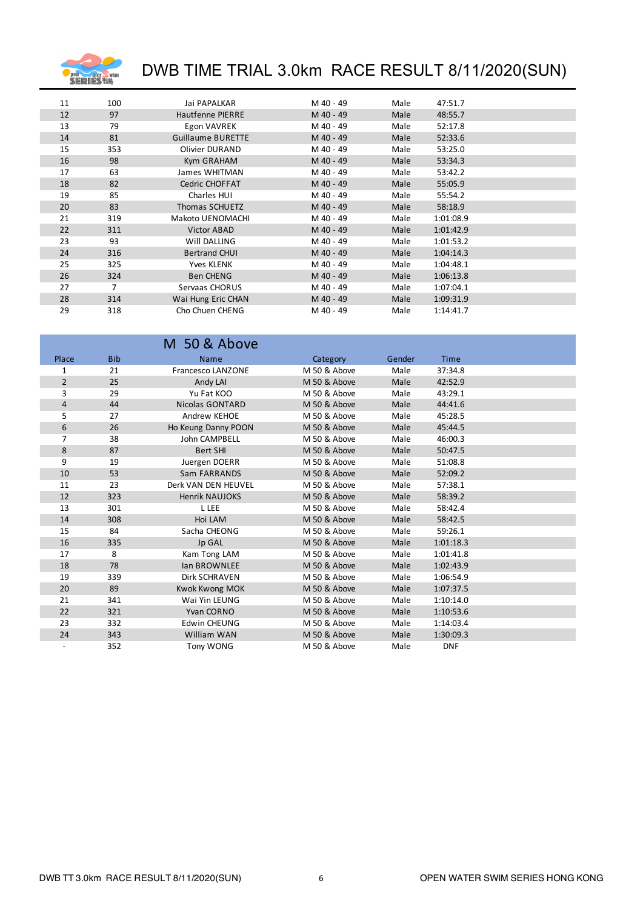# DWB TIME TRIAL 3.0km RACE RESULT 8/11/2020(SUN)

| | | | | | |
|---|---|---|---|---|---|
| 11 | 100 | Jai PAPALKAR | M 40 - 49 | Male | 47:51.7 |
| 12 | 97 | Hautfenne PIERRE | M 40 - 49 | Male | 48:55.7 |
| 13 | 79 | Egon VAVREK | M 40 - 49 | Male | 52:17.8 |
| 14 | 81 | Guillaume BURETTE | M 40 - 49 | Male | 52:33.6 |
| 15 | 353 | Olivier DURAND | M 40 - 49 | Male | 53:25.0 |
| 16 | 98 | Kym GRAHAM | M 40 - 49 | Male | 53:34.3 |
| 17 | 63 | James WHITMAN | M 40 - 49 | Male | 53:42.2 |
| 18 | 82 | Cedric CHOFFAT | M 40 - 49 | Male | 55:05.9 |
| 19 | 85 | Charles HUI | M 40 - 49 | Male | 55:54.2 |
| 20 | 83 | Thomas SCHUETZ | M 40 - 49 | Male | 58:18.9 |
| 21 | 319 | Makoto UENOMACHI | M 40 - 49 | Male | 1:01:08.9 |
| 22 | 311 | Victor ABAD | M 40 - 49 | Male | 1:01:42.9 |
| 23 | 93 | Will DALLING | M 40 - 49 | Male | 1:01:53.2 |
| 24 | 316 | Bertrand CHUI | M 40 - 49 | Male | 1:04:14.3 |
| 25 | 325 | Yves KLENK | M 40 - 49 | Male | 1:04:48.1 |
| 26 | 324 | Ben CHENG | M 40 - 49 | Male | 1:06:13.8 |
| 27 | 7 | Servaas CHORUS | M 40 - 49 | Male | 1:07:04.1 |
| 28 | 314 | Wai Hung Eric CHAN | M 40 - 49 | Male | 1:09:31.9 |
| 29 | 318 | Cho Chuen CHENG | M 40 - 49 | Male | 1:14:41.7 |

## M 50 & Above

| Place | Bib | Name | Category | Gender | Time |
|---|---|---|---|---|---|
| 1 | 21 | Francesco LANZONE | M 50 & Above | Male | 37:34.8 |
| 2 | 25 | Andy LAI | M 50 & Above | Male | 42:52.9 |
| 3 | 29 | Yu Fat KOO | M 50 & Above | Male | 43:29.1 |
| 4 | 44 | Nicolas GONTARD | M 50 & Above | Male | 44:41.6 |
| 5 | 27 | Andrew KEHOE | M 50 & Above | Male | 45:28.5 |
| 6 | 26 | Ho Keung Danny POON | M 50 & Above | Male | 45:44.5 |
| 7 | 38 | John CAMPBELL | M 50 & Above | Male | 46:00.3 |
| 8 | 87 | Bert SHI | M 50 & Above | Male | 50:47.5 |
| 9 | 19 | Juergen DOERR | M 50 & Above | Male | 51:08.8 |
| 10 | 53 | Sam FARRANDS | M 50 & Above | Male | 52:09.2 |
| 11 | 23 | Derk VAN DEN HEUVEL | M 50 & Above | Male | 57:38.1 |
| 12 | 323 | Henrik NAUJOKS | M 50 & Above | Male | 58:39.2 |
| 13 | 301 | L LEE | M 50 & Above | Male | 58:42.4 |
| 14 | 308 | Hoi LAM | M 50 & Above | Male | 58:42.5 |
| 15 | 84 | Sacha CHEONG | M 50 & Above | Male | 59:26.1 |
| 16 | 335 | Jp GAL | M 50 & Above | Male | 1:01:18.3 |
| 17 | 8 | Kam Tong LAM | M 50 & Above | Male | 1:01:41.8 |
| 18 | 78 | Ian BROWNLEE | M 50 & Above | Male | 1:02:43.9 |
| 19 | 339 | Dirk SCHRAVEN | M 50 & Above | Male | 1:06:54.9 |
| 20 | 89 | Kwok Kwong MOK | M 50 & Above | Male | 1:07:37.5 |
| 21 | 341 | Wai Yin LEUNG | M 50 & Above | Male | 1:10:14.0 |
| 22 | 321 | Yvan CORNO | M 50 & Above | Male | 1:10:53.6 |
| 23 | 332 | Edwin CHEUNG | M 50 & Above | Male | 1:14:03.4 |
| 24 | 343 | William WAN | M 50 & Above | Male | 1:30:09.3 |
| - | 352 | Tony WONG | M 50 & Above | Male | DNF |